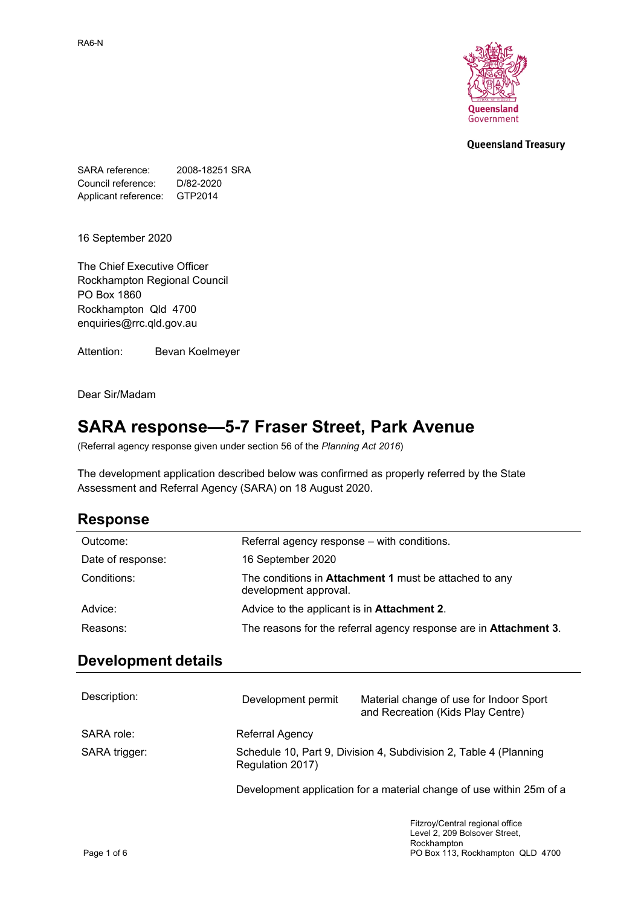RA6-N

Queensland Government

Queensland Treasury

SARA reference: 2008-18251 SRA
Council reference: D/82-2020
Applicant reference: GTP2014

16 September 2020

The Chief Executive Officer
Rockhampton Regional Council
PO Box 1860
Rockhampton Qld 4700
enquiries@rrc.qld.gov.au

Attention: Bevan Koelmeyer

Dear Sir/Madam

# SARA response—5-7 Fraser Street, Park Avenue

(Referral agency response given under section 56 of the *Planning Act 2016*)

The development application described below was confirmed as properly referred by the State Assessment and Referral Agency (SARA) on 18 August 2020.

## Response

| | |
|---|---|
| Outcome: | Referral agency response – with conditions. |
| Date of response: | 16 September 2020 |
| Conditions: | The conditions in **Attachment 1** must be attached to any development approval. |
| Advice: | Advice to the applicant is in **Attachment 2**. |
| Reasons: | The reasons for the referral agency response are in **Attachment 3**. |

## Development details

| | | |
|---|---|---|
| Description: | Development permit | Material change of use for Indoor Sport and Recreation (Kids Play Centre) |
| SARA role: | Referral Agency | |
| SARA trigger: | Schedule 10, Part 9, Division 4, Subdivision 2, Table 4 (Planning Regulation 2017) | |
| | Development application for a material change of use within 25m of a | |

Fitzroy/Central regional office
Level 2, 209 Bolsover Street,
Rockhampton
PO Box 113, Rockhampton QLD 4700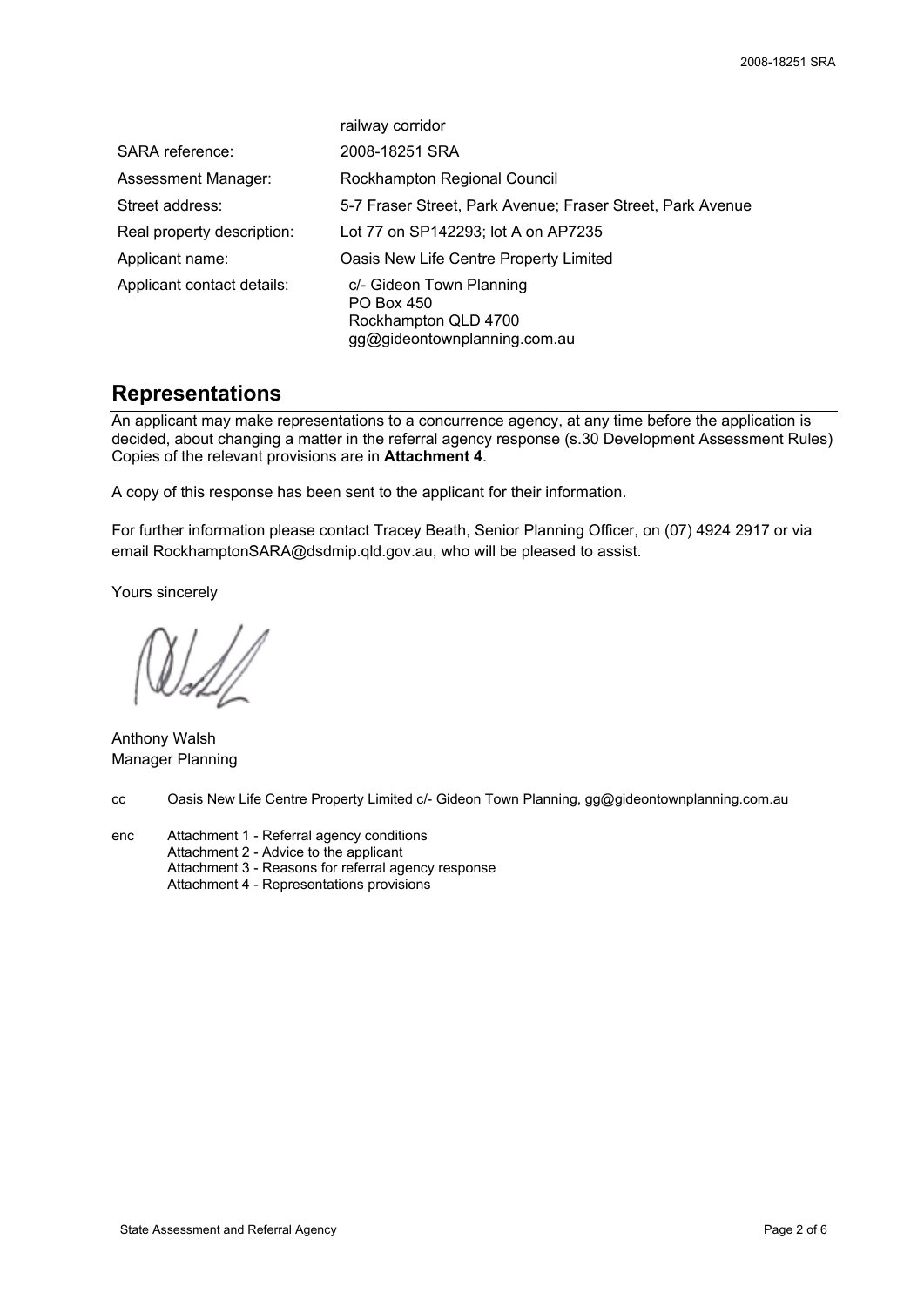| | |
|---|---|
| | railway corridor |
| SARA reference: | 2008-18251 SRA |
| Assessment Manager: | Rockhampton Regional Council |
| Street address: | 5-7 Fraser Street, Park Avenue; Fraser Street, Park Avenue |
| Real property description: | Lot 77 on SP142293; lot A on AP7235 |
| Applicant name: | Oasis New Life Centre Property Limited |
| Applicant contact details: | c/- Gideon Town Planning<br>PO Box 450<br>Rockhampton QLD 4700<br>gg@gideontownplanning.com.au |

## Representations

An applicant may make representations to a concurrence agency, at any time before the application is decided, about changing a matter in the referral agency response (s.30 Development Assessment Rules) Copies of the relevant provisions are in **Attachment 4**.

A copy of this response has been sent to the applicant for their information.

For further information please contact Tracey Beath, Senior Planning Officer, on (07) 4924 2917 or via email RockhamptonSARA@dsdmip.qld.gov.au, who will be pleased to assist.

Yours sincerely

Anthony Walsh
Manager Planning

cc Oasis New Life Centre Property Limited c/- Gideon Town Planning, gg@gideontownplanning.com.au

enc Attachment 1 - Referral agency conditions
Attachment 2 - Advice to the applicant
Attachment 3 - Reasons for referral agency response
Attachment 4 - Representations provisions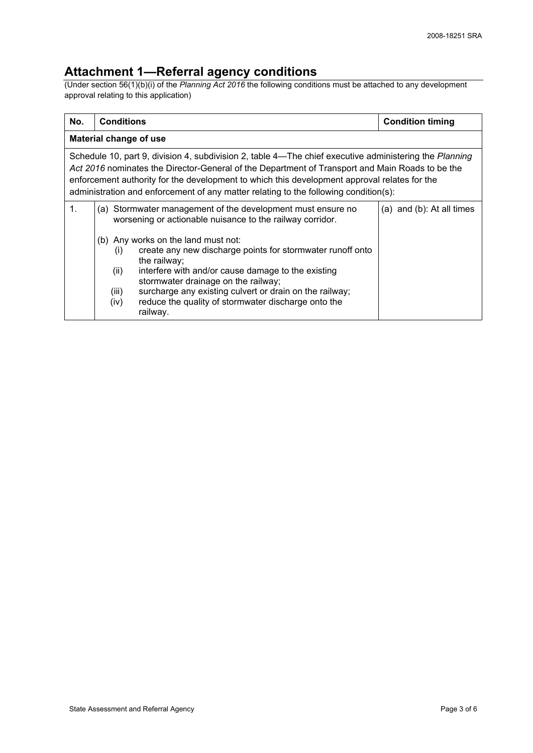# Attachment 1—Referral agency conditions

(Under section 56(1)(b)(i) of the *Planning Act 2016* the following conditions must be attached to any development approval relating to this application)

| No. | Conditions | Condition timing |
|---|---|---|
| **Material change of use** | | |
| Schedule 10, part 9, division 4, subdivision 2, table 4—The chief executive administering the *Planning Act 2016* nominates the Director-General of the Department of Transport and Main Roads to be the enforcement authority for the development to which this development approval relates for the administration and enforcement of any matter relating to the following condition(s): | | |
| 1. | (a) Stormwater management of the development must ensure no worsening or actionable nuisance to the railway corridor.<br><br>(b) Any works on the land must not:<br>(i) create any new discharge points for stormwater runoff onto the railway;<br>(ii) interfere with and/or cause damage to the existing stormwater drainage on the railway;<br>(iii) surcharge any existing culvert or drain on the railway;<br>(iv) reduce the quality of stormwater discharge onto the railway. | (a) and (b): At all times |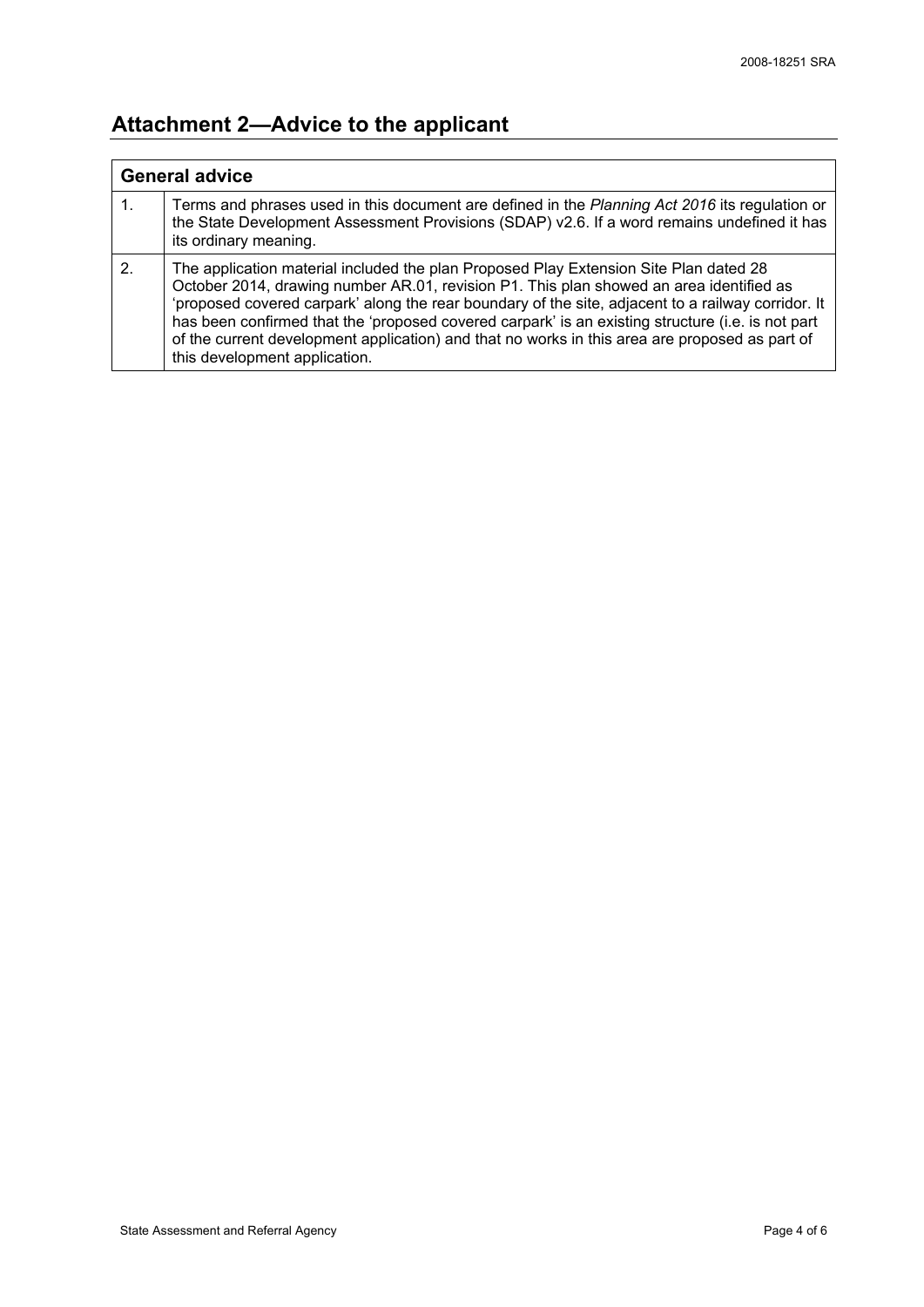## Attachment 2—Advice to the applicant

| General advice | |
|---|---|
| 1. | Terms and phrases used in this document are defined in the *Planning Act 2016* its regulation or the State Development Assessment Provisions (SDAP) v2.6. If a word remains undefined it has its ordinary meaning. |
| 2. | The application material included the plan Proposed Play Extension Site Plan dated 28 October 2014, drawing number AR.01, revision P1. This plan showed an area identified as 'proposed covered carpark' along the rear boundary of the site, adjacent to a railway corridor. It has been confirmed that the 'proposed covered carpark' is an existing structure (i.e. is not part of the current development application) and that no works in this area are proposed as part of this development application. |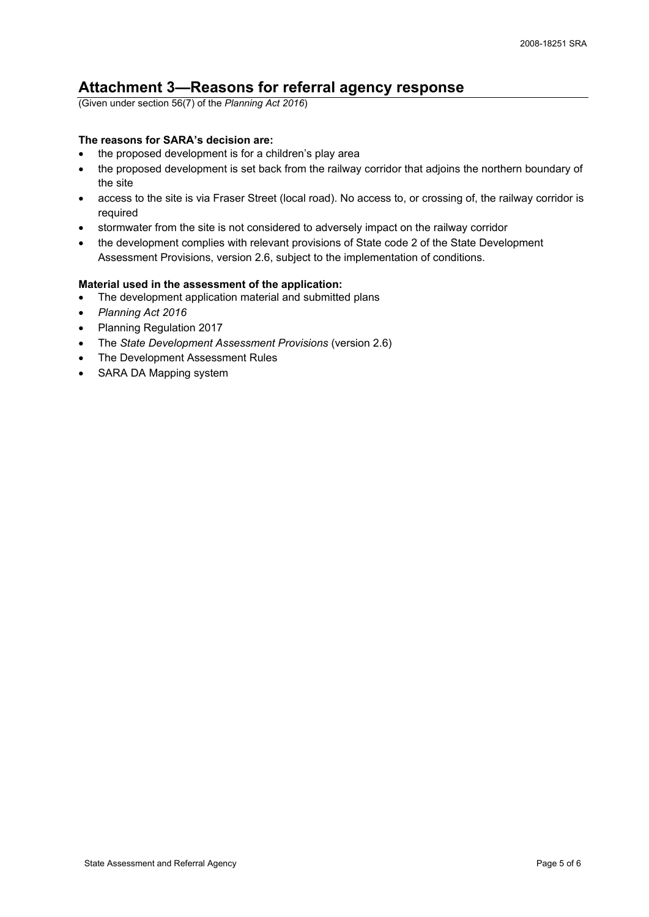# Attachment 3—Reasons for referral agency response

(Given under section 56(7) of the *Planning Act 2016*)

**The reasons for SARA's decision are:**

- the proposed development is for a children's play area
- the proposed development is set back from the railway corridor that adjoins the northern boundary of the site
- access to the site is via Fraser Street (local road). No access to, or crossing of, the railway corridor is required
- stormwater from the site is not considered to adversely impact on the railway corridor
- the development complies with relevant provisions of State code 2 of the State Development Assessment Provisions, version 2.6, subject to the implementation of conditions.

**Material used in the assessment of the application:**

- The development application material and submitted plans
- *Planning Act 2016*
- Planning Regulation 2017
- The *State Development Assessment Provisions* (version 2.6)
- The Development Assessment Rules
- SARA DA Mapping system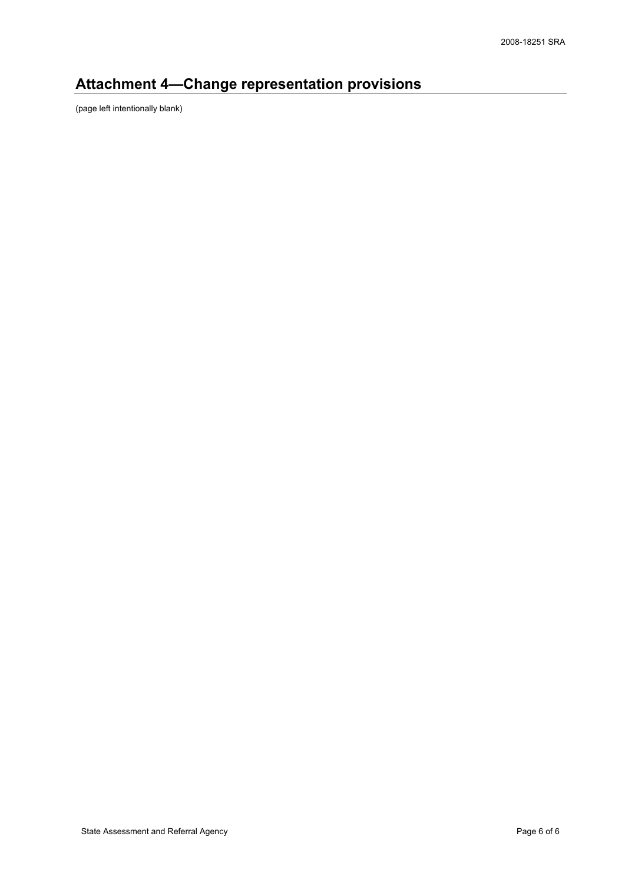# Attachment 4—Change representation provisions

(page left intentionally blank)